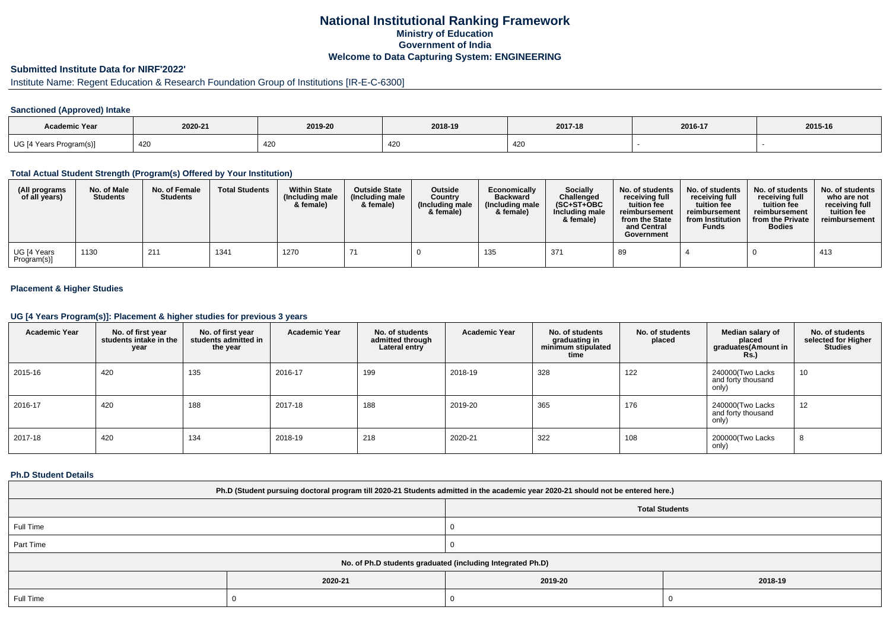# National Institutional Ranking Framework
## Ministry of Education
## Government of India
## Welcome to Data Capturing System: ENGINEERING

### Submitted Institute Data for NIRF'2022'

Institute Name: Regent Education & Research Foundation Group of Institutions [IR-E-C-6300]

#### Sanctioned (Approved) Intake

| Academic Year | 2020-21 | 2019-20 | 2018-19 | 2017-18 | 2016-17 | 2015-16 |
|---|---|---|---|---|---|---|
| UG [4 Years Program(s)] | 420 | 420 | 420 | 420 | - | - |

#### Total Actual Student Strength (Program(s) Offered by Your Institution)

| (All programs of all years) | No. of Male Students | No. of Female Students | Total Students | Within State (Including male & female) | Outside State (Including male & female) | Outside Country (Including male & female) | Economically Backward (Including male & female) | Socially Challenged (SC+ST+OBC Including male & female) | No. of students receiving full tuition fee reimbursement from the State and Central Government | No. of students receiving full tuition fee reimbursement from Institution Funds | No. of students receiving full tuition fee reimbursement from the Private Bodies | No. of students who are not receiving full tuition fee reimbursement |
|---|---|---|---|---|---|---|---|---|---|---|---|---|
| UG [4 Years Program(s)] | 1130 | 211 | 1341 | 1270 | 71 | 0 | 135 | 371 | 89 | 4 | 0 | 413 |

#### Placement & Higher Studies

#### UG [4 Years Program(s)]: Placement & higher studies for previous 3 years

| Academic Year | No. of first year students intake in the year | No. of first year students admitted in the year | Academic Year | No. of students admitted through Lateral entry | Academic Year | No. of students graduating in minimum stipulated time | No. of students placed | Median salary of placed graduates(Amount in Rs.) | No. of students selected for Higher Studies |
|---|---|---|---|---|---|---|---|---|---|
| 2015-16 | 420 | 135 | 2016-17 | 199 | 2018-19 | 328 | 122 | 240000(Two Lacks and forty thousand only) | 10 |
| 2016-17 | 420 | 188 | 2017-18 | 188 | 2019-20 | 365 | 176 | 240000(Two Lacks and forty thousand only) | 12 |
| 2017-18 | 420 | 134 | 2018-19 | 218 | 2020-21 | 322 | 108 | 200000(Two Lacks only) | 8 |

#### Ph.D Student Details

| Ph.D (Student pursuing doctoral program till 2020-21 Students admitted in the academic year 2020-21 should not be entered here.) | |
|---|---|
| | Total Students |
| Full Time | 0 |
| Part Time | 0 |

| No. of Ph.D students graduated (including Integrated Ph.D) | | | |
|---|---|---|---|
| | 2020-21 | 2019-20 | 2018-19 |
| Full Time | 0 | 0 | 0 |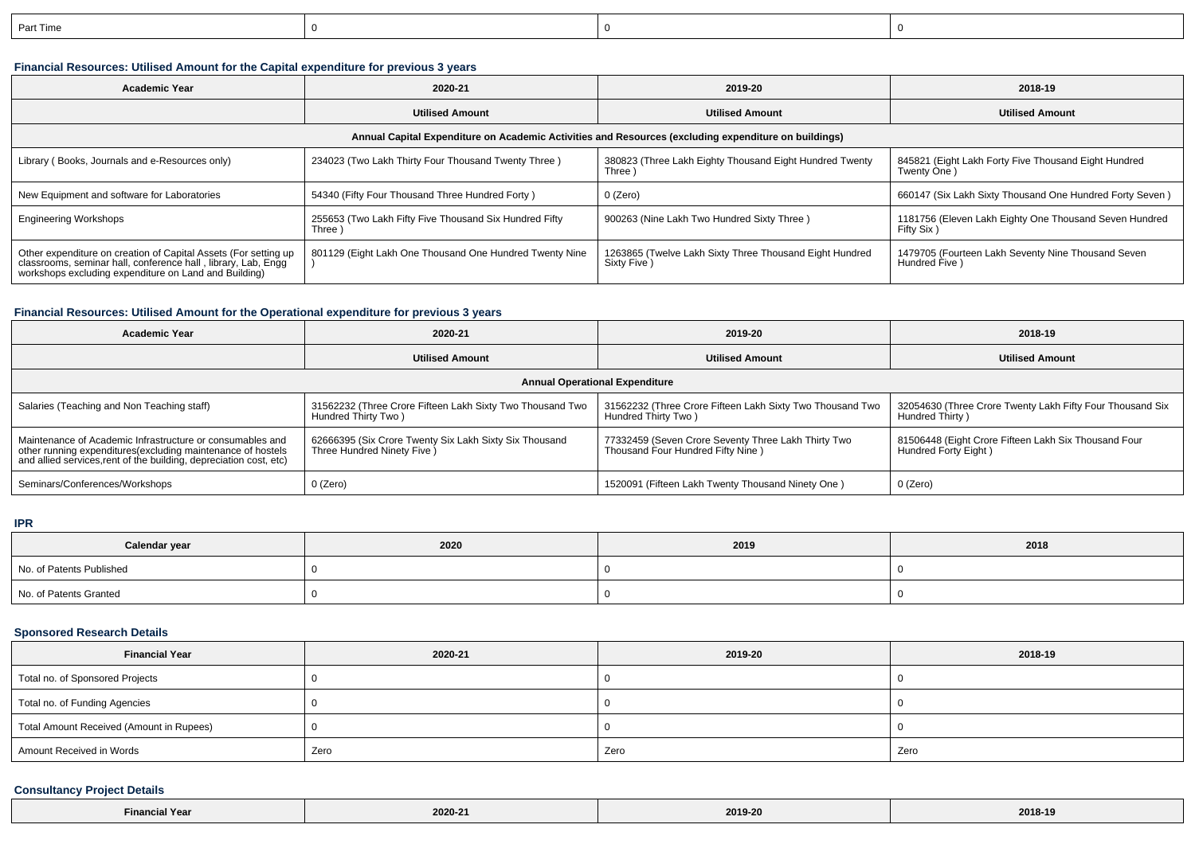| Part Time | 0 | 0 | 0 |
|---|---|---|---|

#### Financial Resources: Utilised Amount for the Capital expenditure for previous 3 years

| Academic Year | 2020-21 | 2019-20 | 2018-19 |
|---|---|---|---|
| | Utilised Amount | Utilised Amount | Utilised Amount |
| Annual Capital Expenditure on Academic Activities and Resources (excluding expenditure on buildings) | | | |
| Library ( Books, Journals and e-Resources only) | 234023 (Two Lakh Thirty Four Thousand Twenty Three ) | 380823 (Three Lakh Eighty Thousand Eight Hundred Twenty Three ) | 845821 (Eight Lakh Forty Five Thousand Eight Hundred Twenty One ) |
| New Equipment and software for Laboratories | 54340 (Fifty Four Thousand Three Hundred Forty ) | 0 (Zero) | 660147 (Six Lakh Sixty Thousand One Hundred Forty Seven ) |
| Engineering Workshops | 255653 (Two Lakh Fifty Five Thousand Six Hundred Fifty Three ) | 900263 (Nine Lakh Two Hundred Sixty Three ) | 1181756 (Eleven Lakh Eighty One Thousand Seven Hundred Fifty Six ) |
| Other expenditure on creation of Capital Assets (For setting up classrooms, seminar hall, conference hall , library, Lab, Engg workshops excluding expenditure on Land and Building) | 801129 (Eight Lakh One Thousand One Hundred Twenty Nine ) | 1263865 (Twelve Lakh Sixty Three Thousand Eight Hundred Sixty Five ) | 1479705 (Fourteen Lakh Seventy Nine Thousand Seven Hundred Five ) |

#### Financial Resources: Utilised Amount for the Operational expenditure for previous 3 years

| Academic Year | 2020-21 | 2019-20 | 2018-19 |
|---|---|---|---|
| | Utilised Amount | Utilised Amount | Utilised Amount |
| Annual Operational Expenditure | | | |
| Salaries (Teaching and Non Teaching staff) | 31562232 (Three Crore Fifteen Lakh Sixty Two Thousand Two Hundred Thirty Two ) | 31562232 (Three Crore Fifteen Lakh Sixty Two Thousand Two Hundred Thirty Two ) | 32054630 (Three Crore Twenty Lakh Fifty Four Thousand Six Hundred Thirty ) |
| Maintenance of Academic Infrastructure or consumables and other running expenditures(excluding maintenance of hostels and allied services,rent of the building, depreciation cost, etc) | 62666395 (Six Crore Twenty Six Lakh Sixty Six Thousand Three Hundred Ninety Five ) | 77332459 (Seven Crore Seventy Three Lakh Thirty Two Thousand Four Hundred Fifty Nine ) | 81506448 (Eight Crore Fifteen Lakh Six Thousand Four Hundred Forty Eight ) |
| Seminars/Conferences/Workshops | 0 (Zero) | 1520091 (Fifteen Lakh Twenty Thousand Ninety One ) | 0 (Zero) |

#### IPR

| Calendar year | 2020 | 2019 | 2018 |
|---|---|---|---|
| No. of Patents Published | 0 | 0 | 0 |
| No. of Patents Granted | 0 | 0 | 0 |

#### Sponsored Research Details

| Financial Year | 2020-21 | 2019-20 | 2018-19 |
|---|---|---|---|
| Total no. of Sponsored Projects | 0 | 0 | 0 |
| Total no. of Funding Agencies | 0 | 0 | 0 |
| Total Amount Received (Amount in Rupees) | 0 | 0 | 0 |
| Amount Received in Words | Zero | Zero | Zero |

#### Consultancy Project Details

| Financial Year | 2020-21 | 2019-20 | 2018-19 |
|---|---|---|---|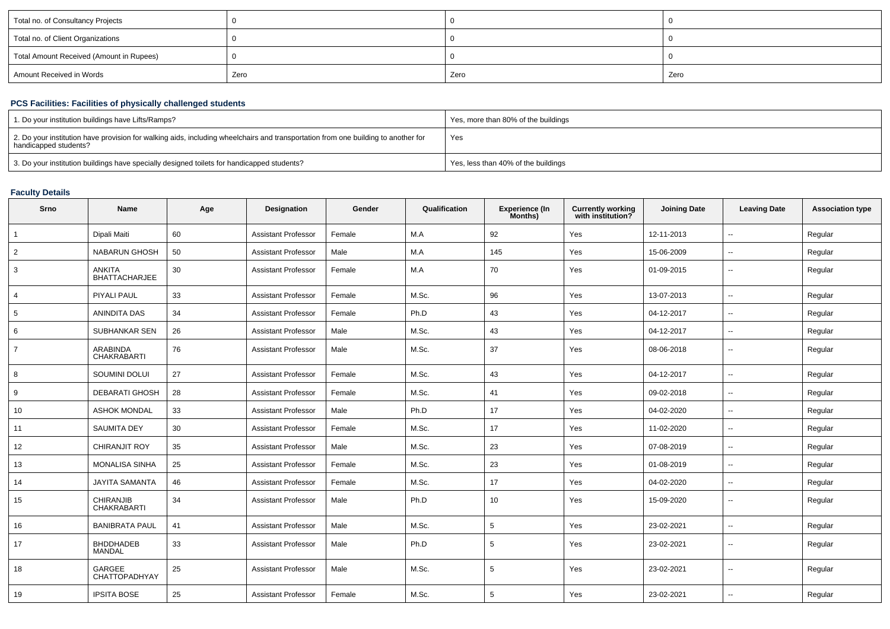| Total no. of Consultancy Projects | 0 | 0 | 0 |
|---|---|---|---|
| Total no. of Client Organizations | 0 | 0 | 0 |
| Total Amount Received (Amount in Rupees) | 0 | 0 | 0 |
| Amount Received in Words | Zero | Zero | Zero |

### PCS Facilities: Facilities of physically challenged students

| 1. Do your institution buildings have Lifts/Ramps? | Yes, more than 80% of the buildings |
|---|---|
| 2. Do your institution have provision for walking aids, including wheelchairs and transportation from one building to another for handicapped students? | Yes |
| 3. Do your institution buildings have specially designed toilets for handicapped students? | Yes, less than 40% of the buildings |

### Faculty Details

| Srno | Name | Age | Designation | Gender | Qualification | Experience (In Months) | Currently working with institution? | Joining Date | Leaving Date | Association type |
|---|---|---|---|---|---|---|---|---|---|---|
| 1 | Dipali Maiti | 60 | Assistant Professor | Female | M.A | 92 | Yes | 12-11-2013 | -- | Regular |
| 2 | NABARUN GHOSH | 50 | Assistant Professor | Male | M.A | 145 | Yes | 15-06-2009 | -- | Regular |
| 3 | ANKITA BHATTACHARJEE | 30 | Assistant Professor | Female | M.A | 70 | Yes | 01-09-2015 | -- | Regular |
| 4 | PIYALI PAUL | 33 | Assistant Professor | Female | M.Sc. | 96 | Yes | 13-07-2013 | -- | Regular |
| 5 | ANINDITA DAS | 34 | Assistant Professor | Female | Ph.D | 43 | Yes | 04-12-2017 | -- | Regular |
| 6 | SUBHANKAR SEN | 26 | Assistant Professor | Male | M.Sc. | 43 | Yes | 04-12-2017 | -- | Regular |
| 7 | ARABINDA CHAKRABARTI | 76 | Assistant Professor | Male | M.Sc. | 37 | Yes | 08-06-2018 | -- | Regular |
| 8 | SOUMINI DOLUI | 27 | Assistant Professor | Female | M.Sc. | 43 | Yes | 04-12-2017 | -- | Regular |
| 9 | DEBARATI GHOSH | 28 | Assistant Professor | Female | M.Sc. | 41 | Yes | 09-02-2018 | -- | Regular |
| 10 | ASHOK MONDAL | 33 | Assistant Professor | Male | Ph.D | 17 | Yes | 04-02-2020 | -- | Regular |
| 11 | SAUMITA DEY | 30 | Assistant Professor | Female | M.Sc. | 17 | Yes | 11-02-2020 | -- | Regular |
| 12 | CHIRANJIT ROY | 35 | Assistant Professor | Male | M.Sc. | 23 | Yes | 07-08-2019 | -- | Regular |
| 13 | MONALISA SINHA | 25 | Assistant Professor | Female | M.Sc. | 23 | Yes | 01-08-2019 | -- | Regular |
| 14 | JAYITA SAMANTA | 46 | Assistant Professor | Female | M.Sc. | 17 | Yes | 04-02-2020 | -- | Regular |
| 15 | CHIRANJIB CHAKRABARTI | 34 | Assistant Professor | Male | Ph.D | 10 | Yes | 15-09-2020 | -- | Regular |
| 16 | BANIBRATA PAUL | 41 | Assistant Professor | Male | M.Sc. | 5 | Yes | 23-02-2021 | -- | Regular |
| 17 | BHDDHADEB MANDAL | 33 | Assistant Professor | Male | Ph.D | 5 | Yes | 23-02-2021 | -- | Regular |
| 18 | GARGEE CHATTOPADHYAY | 25 | Assistant Professor | Male | M.Sc. | 5 | Yes | 23-02-2021 | -- | Regular |
| 19 | IPSITA BOSE | 25 | Assistant Professor | Female | M.Sc. | 5 | Yes | 23-02-2021 | -- | Regular |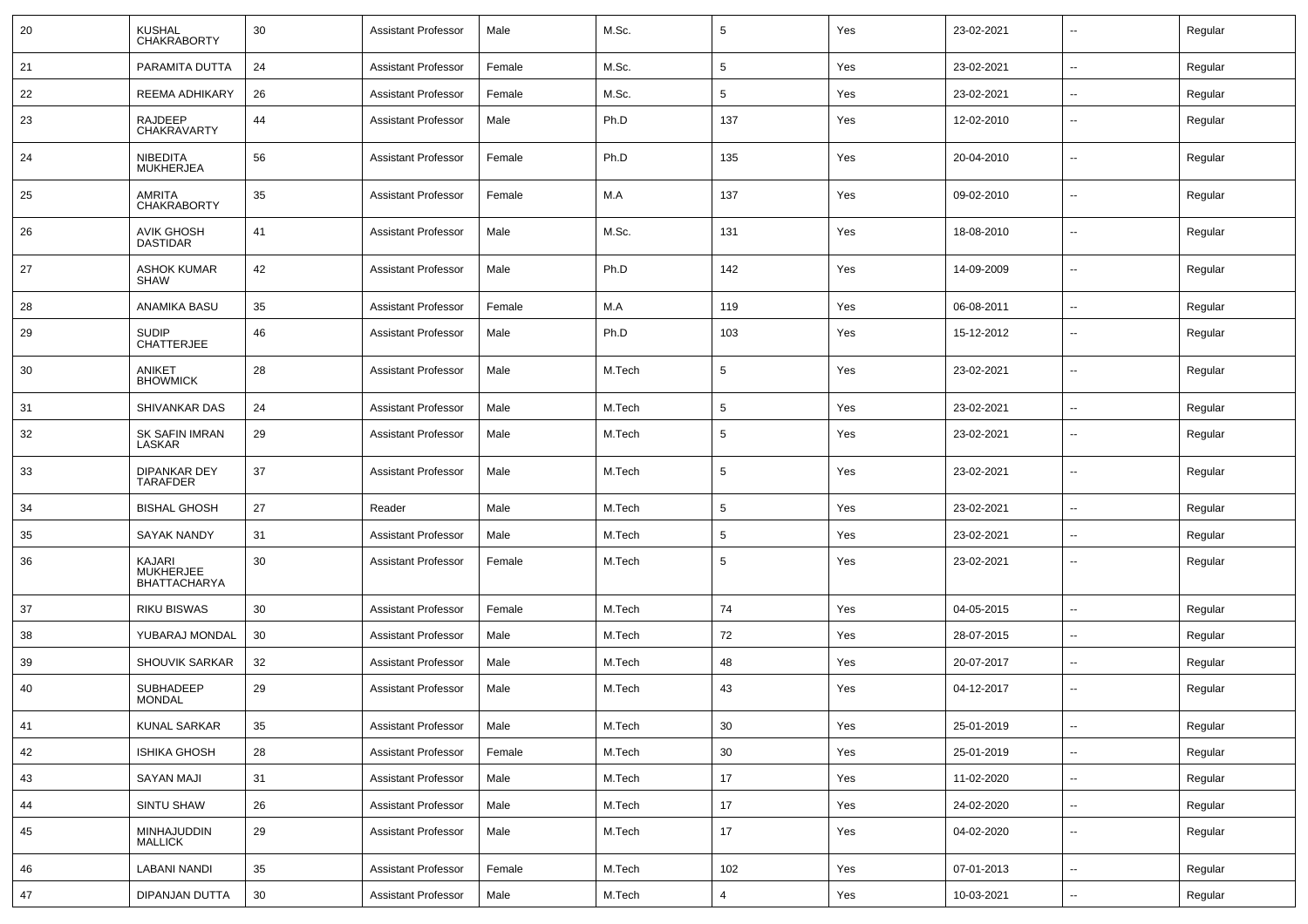| 20 | KUSHAL CHAKRABORTY | 30 | Assistant Professor | Male | M.Sc. | 5 | Yes | 23-02-2021 | -- | Regular |
|---|---|---|---|---|---|---|---|---|---|---|
| 21 | PARAMITA DUTTA | 24 | Assistant Professor | Female | M.Sc. | 5 | Yes | 23-02-2021 | -- | Regular |
| 22 | REEMA ADHIKARY | 26 | Assistant Professor | Female | M.Sc. | 5 | Yes | 23-02-2021 | -- | Regular |
| 23 | RAJDEEP CHAKRAVARTY | 44 | Assistant Professor | Male | Ph.D | 137 | Yes | 12-02-2010 | -- | Regular |
| 24 | NIBEDITA MUKHERJEA | 56 | Assistant Professor | Female | Ph.D | 135 | Yes | 20-04-2010 | -- | Regular |
| 25 | AMRITA CHAKRABORTY | 35 | Assistant Professor | Female | M.A | 137 | Yes | 09-02-2010 | -- | Regular |
| 26 | AVIK GHOSH DASTIDAR | 41 | Assistant Professor | Male | M.Sc. | 131 | Yes | 18-08-2010 | -- | Regular |
| 27 | ASHOK KUMAR SHAW | 42 | Assistant Professor | Male | Ph.D | 142 | Yes | 14-09-2009 | -- | Regular |
| 28 | ANAMIKA BASU | 35 | Assistant Professor | Female | M.A | 119 | Yes | 06-08-2011 | -- | Regular |
| 29 | SUDIP CHATTERJEE | 46 | Assistant Professor | Male | Ph.D | 103 | Yes | 15-12-2012 | -- | Regular |
| 30 | ANIKET BHOWMICK | 28 | Assistant Professor | Male | M.Tech | 5 | Yes | 23-02-2021 | -- | Regular |
| 31 | SHIVANKAR DAS | 24 | Assistant Professor | Male | M.Tech | 5 | Yes | 23-02-2021 | -- | Regular |
| 32 | SK SAFIN IMRAN LASKAR | 29 | Assistant Professor | Male | M.Tech | 5 | Yes | 23-02-2021 | -- | Regular |
| 33 | DIPANKAR DEY TARAFDER | 37 | Assistant Professor | Male | M.Tech | 5 | Yes | 23-02-2021 | -- | Regular |
| 34 | BISHAL GHOSH | 27 | Reader | Male | M.Tech | 5 | Yes | 23-02-2021 | -- | Regular |
| 35 | SAYAK NANDY | 31 | Assistant Professor | Male | M.Tech | 5 | Yes | 23-02-2021 | -- | Regular |
| 36 | KAJARI MUKHERJEE BHATTACHARYA | 30 | Assistant Professor | Female | M.Tech | 5 | Yes | 23-02-2021 | -- | Regular |
| 37 | RIKU BISWAS | 30 | Assistant Professor | Female | M.Tech | 74 | Yes | 04-05-2015 | -- | Regular |
| 38 | YUBARAJ MONDAL | 30 | Assistant Professor | Male | M.Tech | 72 | Yes | 28-07-2015 | -- | Regular |
| 39 | SHOUVIK SARKAR | 32 | Assistant Professor | Male | M.Tech | 48 | Yes | 20-07-2017 | -- | Regular |
| 40 | SUBHADEEP MONDAL | 29 | Assistant Professor | Male | M.Tech | 43 | Yes | 04-12-2017 | -- | Regular |
| 41 | KUNAL SARKAR | 35 | Assistant Professor | Male | M.Tech | 30 | Yes | 25-01-2019 | -- | Regular |
| 42 | ISHIKA GHOSH | 28 | Assistant Professor | Female | M.Tech | 30 | Yes | 25-01-2019 | -- | Regular |
| 43 | SAYAN MAJI | 31 | Assistant Professor | Male | M.Tech | 17 | Yes | 11-02-2020 | -- | Regular |
| 44 | SINTU SHAW | 26 | Assistant Professor | Male | M.Tech | 17 | Yes | 24-02-2020 | -- | Regular |
| 45 | MINHAJUDDIN MALLICK | 29 | Assistant Professor | Male | M.Tech | 17 | Yes | 04-02-2020 | -- | Regular |
| 46 | LABANI NANDI | 35 | Assistant Professor | Female | M.Tech | 102 | Yes | 07-01-2013 | -- | Regular |
| 47 | DIPANJAN DUTTA | 30 | Assistant Professor | Male | M.Tech | 4 | Yes | 10-03-2021 | -- | Regular |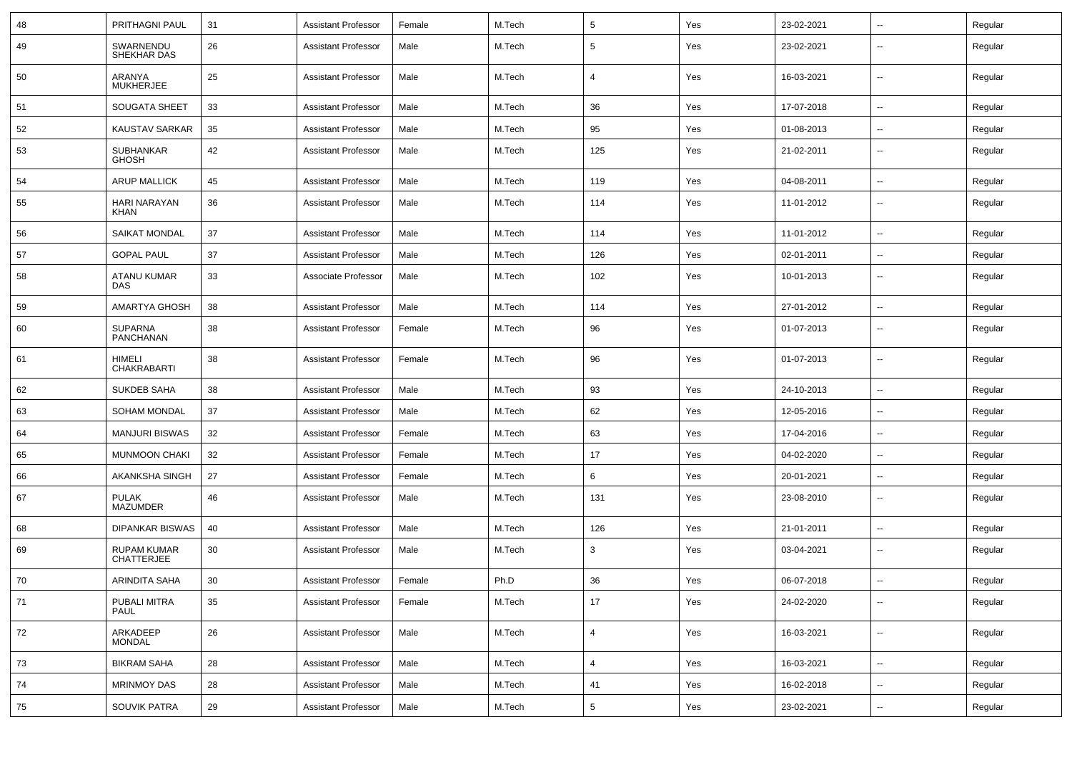| 48 | PRITHAGNI PAUL | 31 | Assistant Professor | Female | M.Tech | 5 | Yes | 23-02-2021 | -- | Regular |
|---|---|---|---|---|---|---|---|---|---|---|
| 49 | SWARNENDU SHEKHAR DAS | 26 | Assistant Professor | Male | M.Tech | 5 | Yes | 23-02-2021 | -- | Regular |
| 50 | ARANYA MUKHERJEE | 25 | Assistant Professor | Male | M.Tech | 4 | Yes | 16-03-2021 | -- | Regular |
| 51 | SOUGATA SHEET | 33 | Assistant Professor | Male | M.Tech | 36 | Yes | 17-07-2018 | -- | Regular |
| 52 | KAUSTAV SARKAR | 35 | Assistant Professor | Male | M.Tech | 95 | Yes | 01-08-2013 | -- | Regular |
| 53 | SUBHANKAR GHOSH | 42 | Assistant Professor | Male | M.Tech | 125 | Yes | 21-02-2011 | -- | Regular |
| 54 | ARUP MALLICK | 45 | Assistant Professor | Male | M.Tech | 119 | Yes | 04-08-2011 | -- | Regular |
| 55 | HARI NARAYAN KHAN | 36 | Assistant Professor | Male | M.Tech | 114 | Yes | 11-01-2012 | -- | Regular |
| 56 | SAIKAT MONDAL | 37 | Assistant Professor | Male | M.Tech | 114 | Yes | 11-01-2012 | -- | Regular |
| 57 | GOPAL PAUL | 37 | Assistant Professor | Male | M.Tech | 126 | Yes | 02-01-2011 | -- | Regular |
| 58 | ATANU KUMAR DAS | 33 | Associate Professor | Male | M.Tech | 102 | Yes | 10-01-2013 | -- | Regular |
| 59 | AMARTYA GHOSH | 38 | Assistant Professor | Male | M.Tech | 114 | Yes | 27-01-2012 | -- | Regular |
| 60 | SUPARNA PANCHANAN | 38 | Assistant Professor | Female | M.Tech | 96 | Yes | 01-07-2013 | -- | Regular |
| 61 | HIMELI CHAKRABARTI | 38 | Assistant Professor | Female | M.Tech | 96 | Yes | 01-07-2013 | -- | Regular |
| 62 | SUKDEB SAHA | 38 | Assistant Professor | Male | M.Tech | 93 | Yes | 24-10-2013 | -- | Regular |
| 63 | SOHAM MONDAL | 37 | Assistant Professor | Male | M.Tech | 62 | Yes | 12-05-2016 | -- | Regular |
| 64 | MANJURI BISWAS | 32 | Assistant Professor | Female | M.Tech | 63 | Yes | 17-04-2016 | -- | Regular |
| 65 | MUNMOON CHAKI | 32 | Assistant Professor | Female | M.Tech | 17 | Yes | 04-02-2020 | -- | Regular |
| 66 | AKANKSHA SINGH | 27 | Assistant Professor | Female | M.Tech | 6 | Yes | 20-01-2021 | -- | Regular |
| 67 | PULAK MAZUMDER | 46 | Assistant Professor | Male | M.Tech | 131 | Yes | 23-08-2010 | -- | Regular |
| 68 | DIPANKAR BISWAS | 40 | Assistant Professor | Male | M.Tech | 126 | Yes | 21-01-2011 | -- | Regular |
| 69 | RUPAM KUMAR CHATTERJEE | 30 | Assistant Professor | Male | M.Tech | 3 | Yes | 03-04-2021 | -- | Regular |
| 70 | ARINDITA SAHA | 30 | Assistant Professor | Female | Ph.D | 36 | Yes | 06-07-2018 | -- | Regular |
| 71 | PUBALI MITRA PAUL | 35 | Assistant Professor | Female | M.Tech | 17 | Yes | 24-02-2020 | -- | Regular |
| 72 | ARKADEEP MONDAL | 26 | Assistant Professor | Male | M.Tech | 4 | Yes | 16-03-2021 | -- | Regular |
| 73 | BIKRAM SAHA | 28 | Assistant Professor | Male | M.Tech | 4 | Yes | 16-03-2021 | -- | Regular |
| 74 | MRINMOY DAS | 28 | Assistant Professor | Male | M.Tech | 41 | Yes | 16-02-2018 | -- | Regular |
| 75 | SOUVIK PATRA | 29 | Assistant Professor | Male | M.Tech | 5 | Yes | 23-02-2021 | -- | Regular |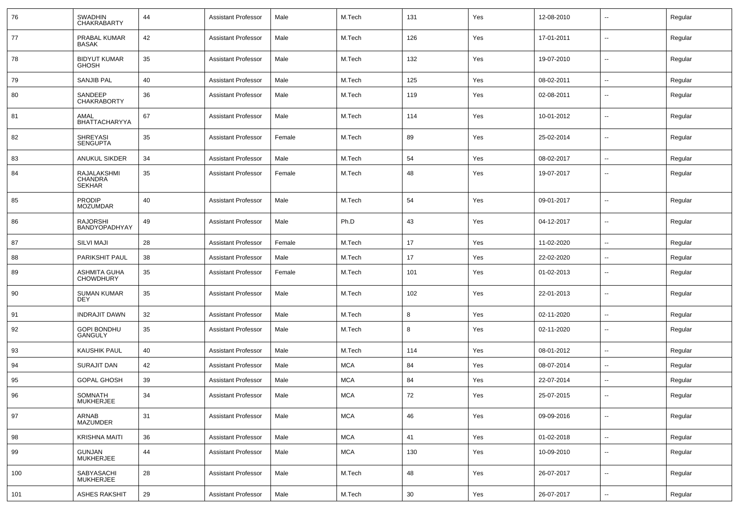| 76 | SWADHIN CHAKRABARTY | 44 | Assistant Professor | Male | M.Tech | 131 | Yes | 12-08-2010 | -- | Regular |
|---|---|---|---|---|---|---|---|---|---|---|
| 77 | PRABAL KUMAR BASAK | 42 | Assistant Professor | Male | M.Tech | 126 | Yes | 17-01-2011 | -- | Regular |
| 78 | BIDYUT KUMAR GHOSH | 35 | Assistant Professor | Male | M.Tech | 132 | Yes | 19-07-2010 | -- | Regular |
| 79 | SANJIB PAL | 40 | Assistant Professor | Male | M.Tech | 125 | Yes | 08-02-2011 | -- | Regular |
| 80 | SANDEEP CHAKRABORTY | 36 | Assistant Professor | Male | M.Tech | 119 | Yes | 02-08-2011 | -- | Regular |
| 81 | AMAL BHATTACHARYYA | 67 | Assistant Professor | Male | M.Tech | 114 | Yes | 10-01-2012 | -- | Regular |
| 82 | SHREYASI SENGUPTA | 35 | Assistant Professor | Female | M.Tech | 89 | Yes | 25-02-2014 | -- | Regular |
| 83 | ANUKUL SIKDER | 34 | Assistant Professor | Male | M.Tech | 54 | Yes | 08-02-2017 | -- | Regular |
| 84 | RAJALAKSHMI CHANDRA SEKHAR | 35 | Assistant Professor | Female | M.Tech | 48 | Yes | 19-07-2017 | -- | Regular |
| 85 | PRODIP MOZUMDAR | 40 | Assistant Professor | Male | M.Tech | 54 | Yes | 09-01-2017 | -- | Regular |
| 86 | RAJORSHI BANDYOPADHYAY | 49 | Assistant Professor | Male | Ph.D | 43 | Yes | 04-12-2017 | -- | Regular |
| 87 | SILVI MAJI | 28 | Assistant Professor | Female | M.Tech | 17 | Yes | 11-02-2020 | -- | Regular |
| 88 | PARIKSHIT PAUL | 38 | Assistant Professor | Male | M.Tech | 17 | Yes | 22-02-2020 | -- | Regular |
| 89 | ASHMITA GUHA CHOWDHURY | 35 | Assistant Professor | Female | M.Tech | 101 | Yes | 01-02-2013 | -- | Regular |
| 90 | SUMAN KUMAR DEY | 35 | Assistant Professor | Male | M.Tech | 102 | Yes | 22-01-2013 | -- | Regular |
| 91 | INDRAJIT DAWN | 32 | Assistant Professor | Male | M.Tech | 8 | Yes | 02-11-2020 | -- | Regular |
| 92 | GOPI BONDHU GANGULY | 35 | Assistant Professor | Male | M.Tech | 8 | Yes | 02-11-2020 | -- | Regular |
| 93 | KAUSHIK PAUL | 40 | Assistant Professor | Male | M.Tech | 114 | Yes | 08-01-2012 | -- | Regular |
| 94 | SURAJIT DAN | 42 | Assistant Professor | Male | MCA | 84 | Yes | 08-07-2014 | -- | Regular |
| 95 | GOPAL GHOSH | 39 | Assistant Professor | Male | MCA | 84 | Yes | 22-07-2014 | -- | Regular |
| 96 | SOMNATH MUKHERJEE | 34 | Assistant Professor | Male | MCA | 72 | Yes | 25-07-2015 | -- | Regular |
| 97 | ARNAB MAZUMDER | 31 | Assistant Professor | Male | MCA | 46 | Yes | 09-09-2016 | -- | Regular |
| 98 | KRISHNA MAITI | 36 | Assistant Professor | Male | MCA | 41 | Yes | 01-02-2018 | -- | Regular |
| 99 | GUNJAN MUKHERJEE | 44 | Assistant Professor | Male | MCA | 130 | Yes | 10-09-2010 | -- | Regular |
| 100 | SABYASACHI MUKHERJEE | 28 | Assistant Professor | Male | M.Tech | 48 | Yes | 26-07-2017 | -- | Regular |
| 101 | ASHES RAKSHIT | 29 | Assistant Professor | Male | M.Tech | 30 | Yes | 26-07-2017 | -- | Regular |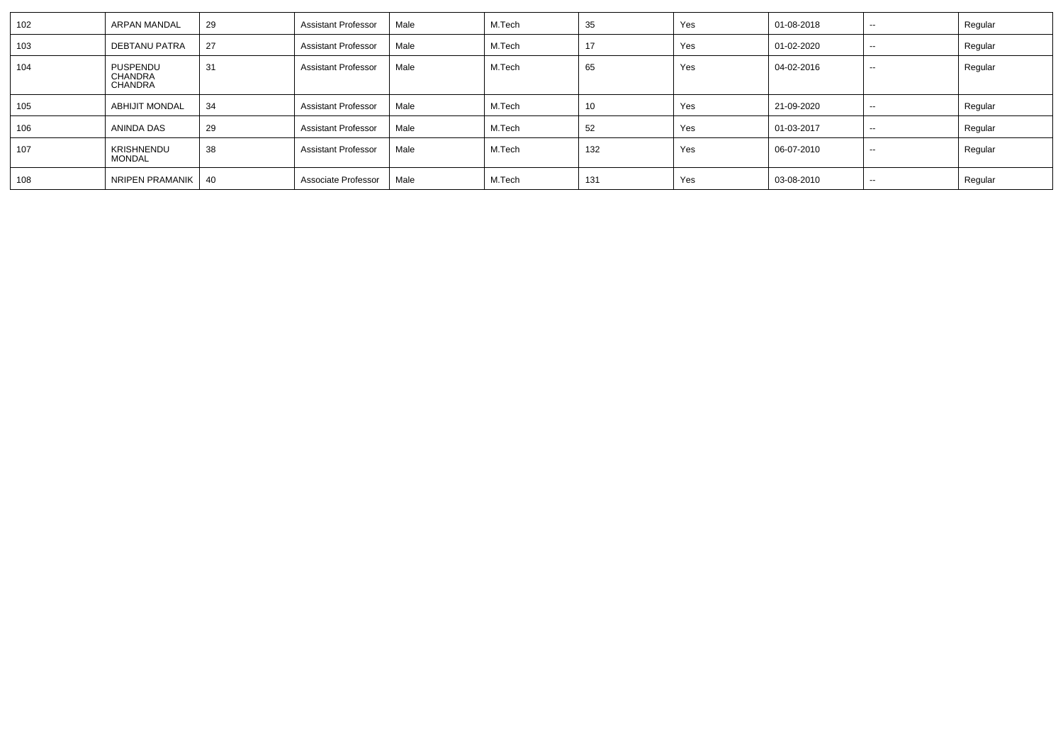| | | | | | | | | | | |
|---|---|---|---|---|---|---|---|---|---|---|
| 102 | ARPAN MANDAL | 29 | Assistant Professor | Male | M.Tech | 35 | Yes | 01-08-2018 | -- | Regular |
| 103 | DEBTANU PATRA | 27 | Assistant Professor | Male | M.Tech | 17 | Yes | 01-02-2020 | -- | Regular |
| 104 | PUSPENDU CHANDRA CHANDRA | 31 | Assistant Professor | Male | M.Tech | 65 | Yes | 04-02-2016 | -- | Regular |
| 105 | ABHIJIT MONDAL | 34 | Assistant Professor | Male | M.Tech | 10 | Yes | 21-09-2020 | -- | Regular |
| 106 | ANINDA DAS | 29 | Assistant Professor | Male | M.Tech | 52 | Yes | 01-03-2017 | -- | Regular |
| 107 | KRISHNENDU MONDAL | 38 | Assistant Professor | Male | M.Tech | 132 | Yes | 06-07-2010 | -- | Regular |
| 108 | NRIPEN PRAMANIK | 40 | Associate Professor | Male | M.Tech | 131 | Yes | 03-08-2010 | -- | Regular |